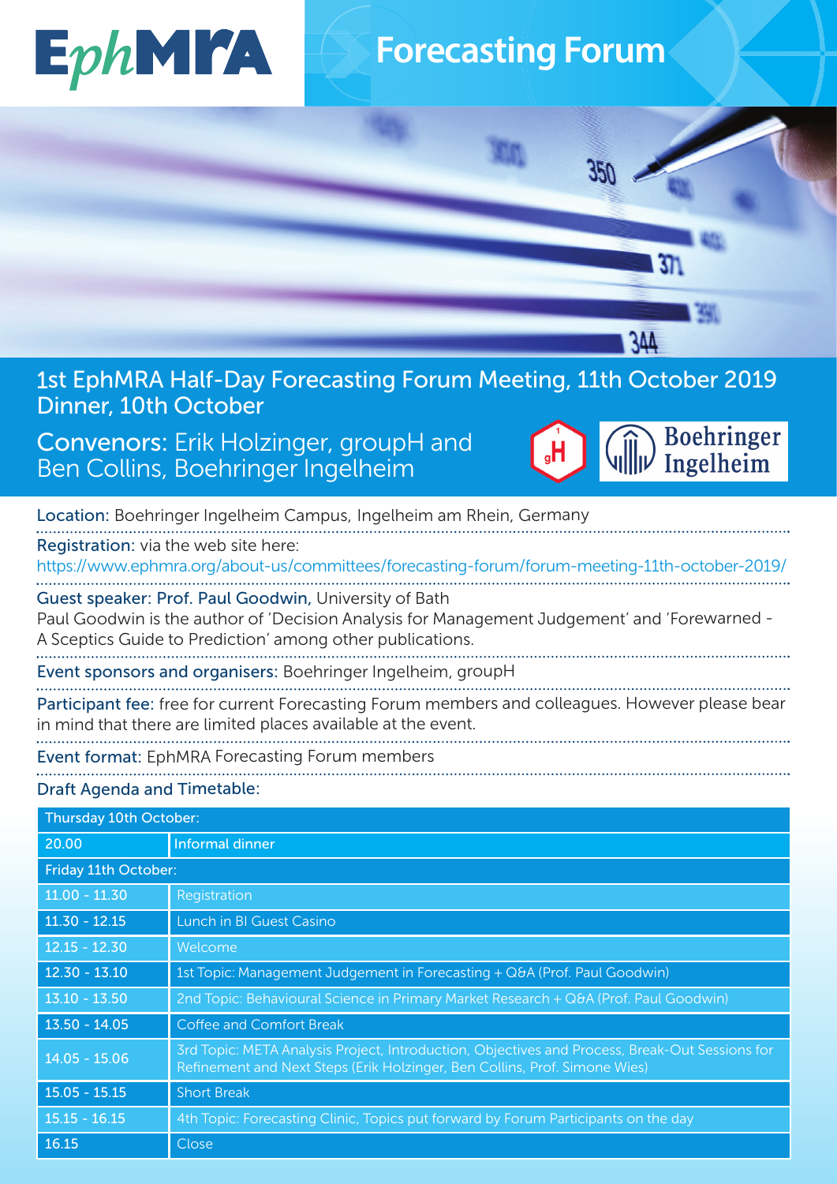# EphMRA Forecasting Forum

## 1st EphMRA Half-Day Forecasting Forum Meeting, 11th October 2019
## Dinner, 10th October

**Convenors:** Erik Holzinger, groupH and Ben Collins, Boehringer Ingelheim

**Location:** Boehringer Ingelheim Campus, Ingelheim am Rhein, Germany

**Registration:** via the web site here:
https://www.ephmra.org/about-us/committees/forecasting-forum/forum-meeting-11th-october-2019/

**Guest speaker: Prof. Paul Goodwin,** University of Bath
Paul Goodwin is the author of 'Decision Analysis for Management Judgement' and 'Forewarned - A Sceptics Guide to Prediction' among other publications.

**Event sponsors and organisers:** Boehringer Ingelheim, groupH

**Participant fee:** free for current Forecasting Forum members and colleagues. However please bear in mind that there are limited places available at the event.

**Event format:** EphMRA Forecasting Forum members

**Draft Agenda and Timetable:**

| Thursday 10th October: | |
|---|---|
| 20.00 | Informal dinner |
| **Friday 11th October:** | |
| 11.00 - 11.30 | Registration |
| 11.30 - 12.15 | Lunch in BI Guest Casino |
| 12.15 - 12.30 | Welcome |
| 12.30 - 13.10 | 1st Topic: Management Judgement in Forecasting + Q&A (Prof. Paul Goodwin) |
| 13.10 - 13.50 | 2nd Topic: Behavioural Science in Primary Market Research + Q&A (Prof. Paul Goodwin) |
| 13.50 - 14.05 | Coffee and Comfort Break |
| 14.05 - 15.06 | 3rd Topic: META Analysis Project, Introduction, Objectives and Process, Break-Out Sessions for Refinement and Next Steps (Erik Holzinger, Ben Collins, Prof. Simone Wies) |
| 15.05 - 15.15 | Short Break |
| 15.15 - 16.15 | 4th Topic: Forecasting Clinic, Topics put forward by Forum Participants on the day |
| 16.15 | Close |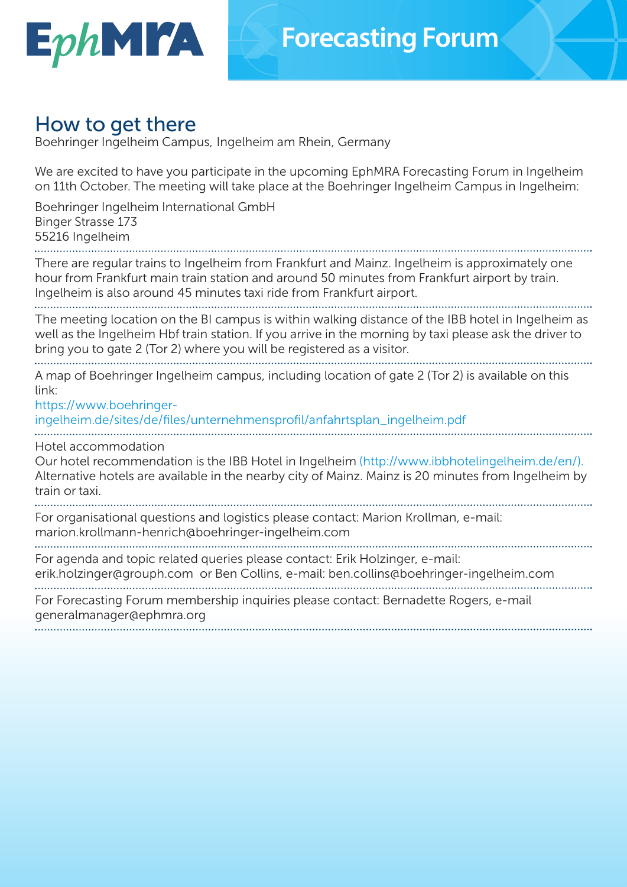EphMRA

# Forecasting Forum

## How to get there

Boehringer Ingelheim Campus, Ingelheim am Rhein, Germany

We are excited to have you participate in the upcoming EphMRA Forecasting Forum in Ingelheim on 11th October. The meeting will take place at the Boehringer Ingelheim Campus in Ingelheim:

Boehringer Ingelheim International GmbH
Binger Strasse 173
55216 Ingelheim

There are regular trains to Ingelheim from Frankfurt and Mainz. Ingelheim is approximately one hour from Frankfurt main train station and around 50 minutes from Frankfurt airport by train. Ingelheim is also around 45 minutes taxi ride from Frankfurt airport.

The meeting location on the BI campus is within walking distance of the IBB hotel in Ingelheim as well as the Ingelheim Hbf train station. If you arrive in the morning by taxi please ask the driver to bring you to gate 2 (Tor 2) where you will be registered as a visitor.

A map of Boehringer Ingelheim campus, including location of gate 2 (Tor 2) is available on this link:
https://www.boehringer-ingelheim.de/sites/de/files/unternehmensprofil/anfahrtsplan_ingelheim.pdf

Hotel accommodation
Our hotel recommendation is the IBB Hotel in Ingelheim (http://www.ibbhotelingelheim.de/en/). Alternative hotels are available in the nearby city of Mainz. Mainz is 20 minutes from Ingelheim by train or taxi.

For organisational questions and logistics please contact: Marion Krollman, e-mail: marion.krollmann-henrich@boehringer-ingelheim.com

For agenda and topic related queries please contact: Erik Holzinger, e-mail: erik.holzinger@grouph.com or Ben Collins, e-mail: ben.collins@boehringer-ingelheim.com

For Forecasting Forum membership inquiries please contact: Bernadette Rogers, e-mail generalmanager@ephmra.org